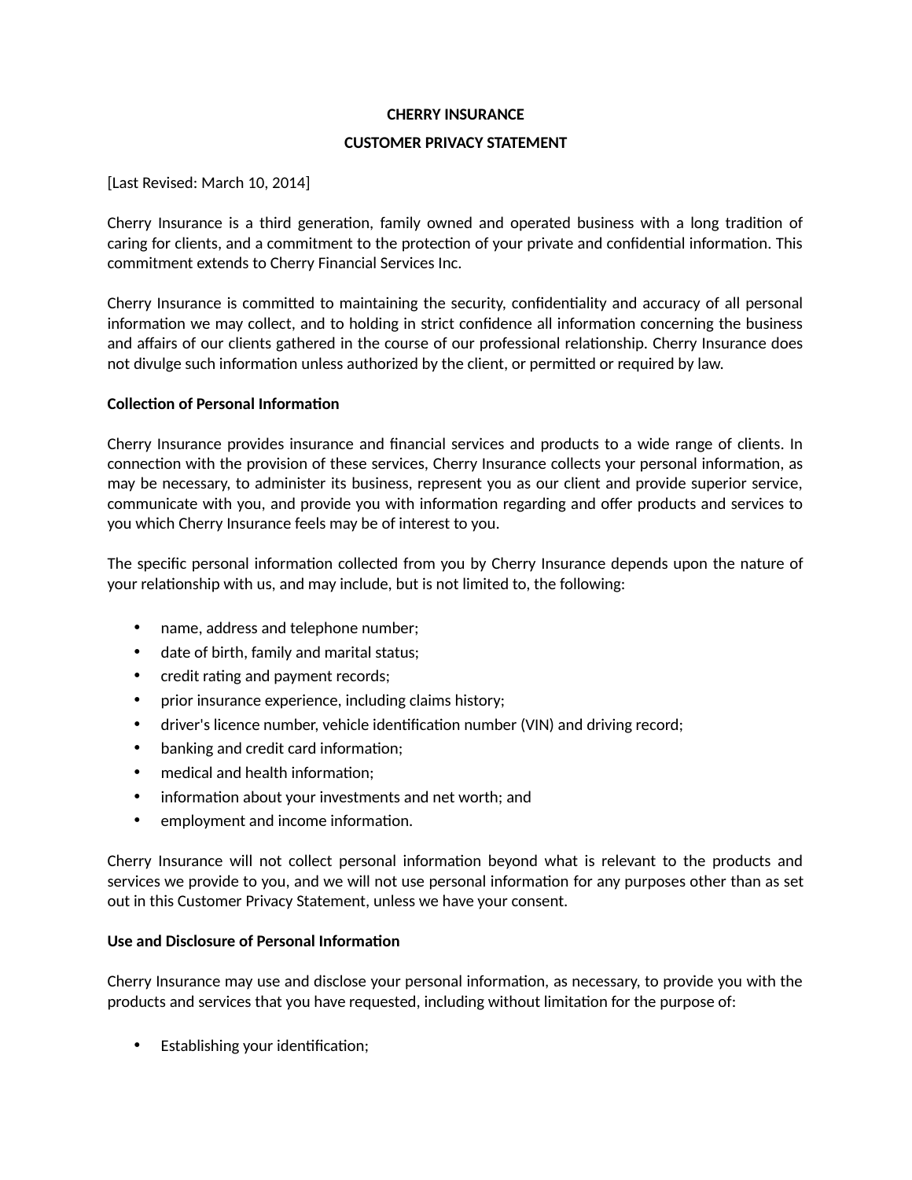**CHERRY INSURANCE**

**CUSTOMER PRIVACY STATEMENT**

[Last Revised: March 10, 2014]

Cherry Insurance is a third generation, family owned and operated business with a long tradition of caring for clients, and a commitment to the protection of your private and confidential information. This commitment extends to Cherry Financial Services Inc.

Cherry Insurance is committed to maintaining the security, confidentiality and accuracy of all personal information we may collect, and to holding in strict confidence all information concerning the business and affairs of our clients gathered in the course of our professional relationship. Cherry Insurance does not divulge such information unless authorized by the client, or permitted or required by law.

**Collection of Personal Information**

Cherry Insurance provides insurance and financial services and products to a wide range of clients. In connection with the provision of these services, Cherry Insurance collects your personal information, as may be necessary, to administer its business, represent you as our client and provide superior service, communicate with you, and provide you with information regarding and offer products and services to you which Cherry Insurance feels may be of interest to you.

The specific personal information collected from you by Cherry Insurance depends upon the nature of your relationship with us, and may include, but is not limited to, the following:

- name, address and telephone number;
- date of birth, family and marital status;
- credit rating and payment records;
- prior insurance experience, including claims history;
- driver's licence number, vehicle identification number (VIN) and driving record;
- banking and credit card information;
- medical and health information;
- information about your investments and net worth; and
- employment and income information.

Cherry Insurance will not collect personal information beyond what is relevant to the products and services we provide to you, and we will not use personal information for any purposes other than as set out in this Customer Privacy Statement, unless we have your consent.

**Use and Disclosure of Personal Information**

Cherry Insurance may use and disclose your personal information, as necessary, to provide you with the products and services that you have requested, including without limitation for the purpose of:

- Establishing your identification;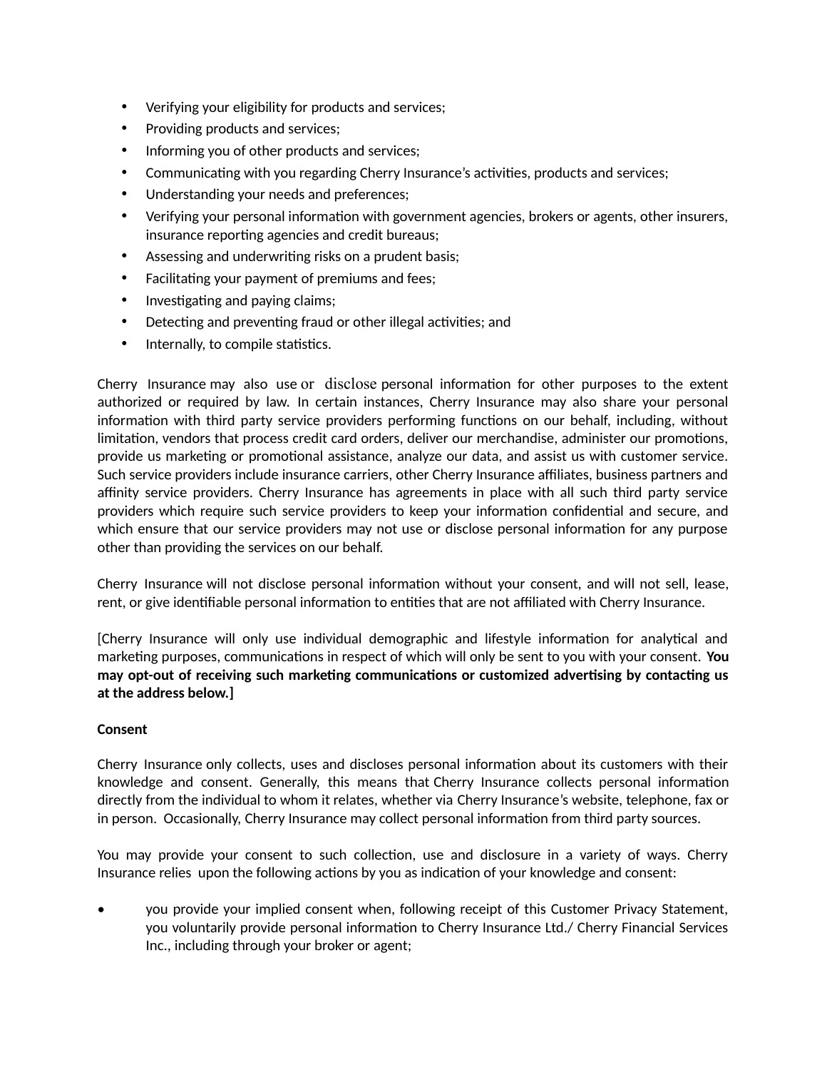- Verifying your eligibility for products and services;
- Providing products and services;
- Informing you of other products and services;
- Communicating with you regarding Cherry Insurance's activities, products and services;
- Understanding your needs and preferences;
- Verifying your personal information with government agencies, brokers or agents, other insurers, insurance reporting agencies and credit bureaus;
- Assessing and underwriting risks on a prudent basis;
- Facilitating your payment of premiums and fees;
- Investigating and paying claims;
- Detecting and preventing fraud or other illegal activities; and
- Internally, to compile statistics.

Cherry Insurance may also use or disclose personal information for other purposes to the extent authorized or required by law. In certain instances, Cherry Insurance may also share your personal information with third party service providers performing functions on our behalf, including, without limitation, vendors that process credit card orders, deliver our merchandise, administer our promotions, provide us marketing or promotional assistance, analyze our data, and assist us with customer service. Such service providers include insurance carriers, other Cherry Insurance affiliates, business partners and affinity service providers. Cherry Insurance has agreements in place with all such third party service providers which require such service providers to keep your information confidential and secure, and which ensure that our service providers may not use or disclose personal information for any purpose other than providing the services on our behalf.

Cherry Insurance will not disclose personal information without your consent, and will not sell, lease, rent, or give identifiable personal information to entities that are not affiliated with Cherry Insurance.

[Cherry Insurance will only use individual demographic and lifestyle information for analytical and marketing purposes, communications in respect of which will only be sent to you with your consent. **You may opt-out of receiving such marketing communications or customized advertising by contacting us at the address below.]**

**Consent**

Cherry Insurance only collects, uses and discloses personal information about its customers with their knowledge and consent. Generally, this means that Cherry Insurance collects personal information directly from the individual to whom it relates, whether via Cherry Insurance's website, telephone, fax or in person. Occasionally, Cherry Insurance may collect personal information from third party sources.

You may provide your consent to such collection, use and disclosure in a variety of ways. Cherry Insurance relies upon the following actions by you as indication of your knowledge and consent:

- you provide your implied consent when, following receipt of this Customer Privacy Statement, you voluntarily provide personal information to Cherry Insurance Ltd./ Cherry Financial Services Inc., including through your broker or agent;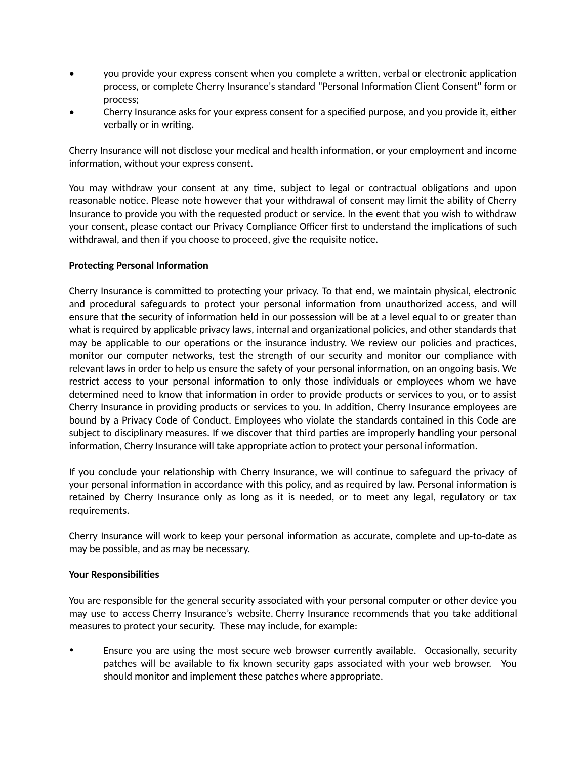- you provide your express consent when you complete a written, verbal or electronic application process, or complete Cherry Insurance's standard "Personal Information Client Consent" form or process;
- Cherry Insurance asks for your express consent for a specified purpose, and you provide it, either verbally or in writing.

Cherry Insurance will not disclose your medical and health information, or your employment and income information, without your express consent.

You may withdraw your consent at any time, subject to legal or contractual obligations and upon reasonable notice. Please note however that your withdrawal of consent may limit the ability of Cherry Insurance to provide you with the requested product or service. In the event that you wish to withdraw your consent, please contact our Privacy Compliance Officer first to understand the implications of such withdrawal, and then if you choose to proceed, give the requisite notice.

**Protecting Personal Information**

Cherry Insurance is committed to protecting your privacy. To that end, we maintain physical, electronic and procedural safeguards to protect your personal information from unauthorized access, and will ensure that the security of information held in our possession will be at a level equal to or greater than what is required by applicable privacy laws, internal and organizational policies, and other standards that may be applicable to our operations or the insurance industry. We review our policies and practices, monitor our computer networks, test the strength of our security and monitor our compliance with relevant laws in order to help us ensure the safety of your personal information, on an ongoing basis. We restrict access to your personal information to only those individuals or employees whom we have determined need to know that information in order to provide products or services to you, or to assist Cherry Insurance in providing products or services to you. In addition, Cherry Insurance employees are bound by a Privacy Code of Conduct. Employees who violate the standards contained in this Code are subject to disciplinary measures. If we discover that third parties are improperly handling your personal information, Cherry Insurance will take appropriate action to protect your personal information.

If you conclude your relationship with Cherry Insurance, we will continue to safeguard the privacy of your personal information in accordance with this policy, and as required by law. Personal information is retained by Cherry Insurance only as long as it is needed, or to meet any legal, regulatory or tax requirements.

Cherry Insurance will work to keep your personal information as accurate, complete and up-to-date as may be possible, and as may be necessary.

**Your Responsibilities**

You are responsible for the general security associated with your personal computer or other device you may use to access Cherry Insurance's website. Cherry Insurance recommends that you take additional measures to protect your security. These may include, for example:

- Ensure you are using the most secure web browser currently available. Occasionally, security patches will be available to fix known security gaps associated with your web browser. You should monitor and implement these patches where appropriate.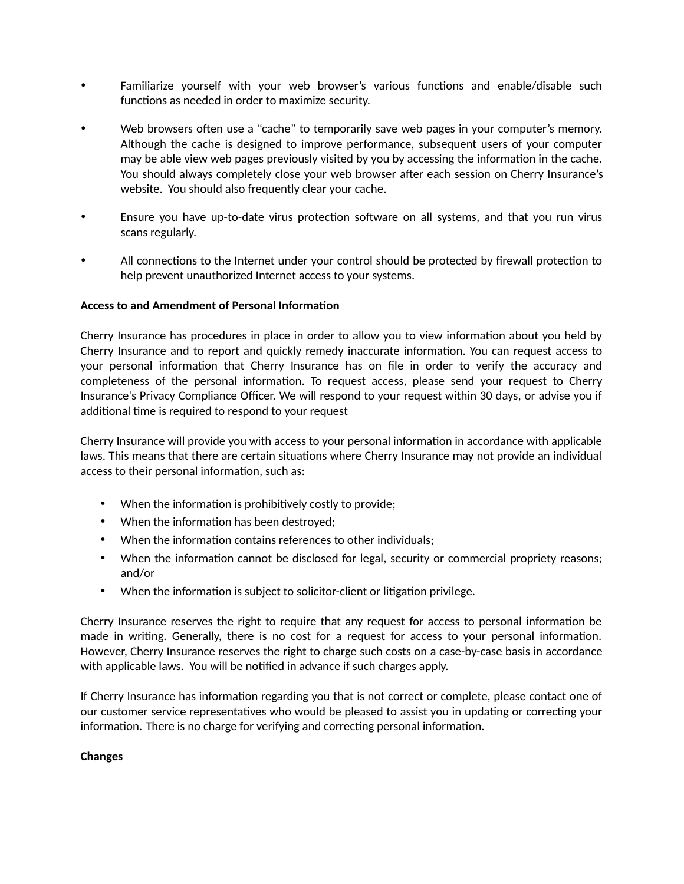- Familiarize yourself with your web browser's various functions and enable/disable such functions as needed in order to maximize security.

- Web browsers often use a "cache" to temporarily save web pages in your computer's memory. Although the cache is designed to improve performance, subsequent users of your computer may be able view web pages previously visited by you by accessing the information in the cache. You should always completely close your web browser after each session on Cherry Insurance's website. You should also frequently clear your cache.

- Ensure you have up-to-date virus protection software on all systems, and that you run virus scans regularly.

- All connections to the Internet under your control should be protected by firewall protection to help prevent unauthorized Internet access to your systems.

**Access to and Amendment of Personal Information**

Cherry Insurance has procedures in place in order to allow you to view information about you held by Cherry Insurance and to report and quickly remedy inaccurate information. You can request access to your personal information that Cherry Insurance has on file in order to verify the accuracy and completeness of the personal information. To request access, please send your request to Cherry Insurance's Privacy Compliance Officer. We will respond to your request within 30 days, or advise you if additional time is required to respond to your request

Cherry Insurance will provide you with access to your personal information in accordance with applicable laws. This means that there are certain situations where Cherry Insurance may not provide an individual access to their personal information, such as:

- When the information is prohibitively costly to provide;
- When the information has been destroyed;
- When the information contains references to other individuals;
- When the information cannot be disclosed for legal, security or commercial propriety reasons; and/or
- When the information is subject to solicitor-client or litigation privilege.

Cherry Insurance reserves the right to require that any request for access to personal information be made in writing. Generally, there is no cost for a request for access to your personal information. However, Cherry Insurance reserves the right to charge such costs on a case-by-case basis in accordance with applicable laws. You will be notified in advance if such charges apply.

If Cherry Insurance has information regarding you that is not correct or complete, please contact one of our customer service representatives who would be pleased to assist you in updating or correcting your information. There is no charge for verifying and correcting personal information.

**Changes**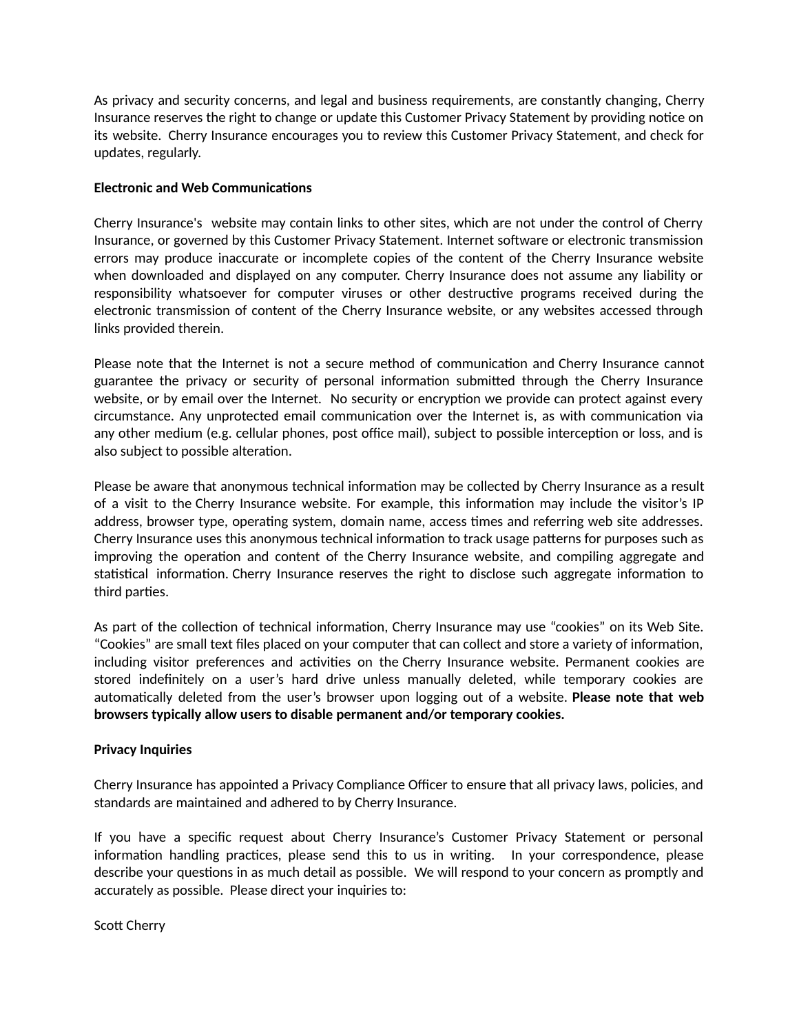As privacy and security concerns, and legal and business requirements, are constantly changing, Cherry Insurance reserves the right to change or update this Customer Privacy Statement by providing notice on its website. Cherry Insurance encourages you to review this Customer Privacy Statement, and check for updates, regularly.

**Electronic and Web Communications**

Cherry Insurance's website may contain links to other sites, which are not under the control of Cherry Insurance, or governed by this Customer Privacy Statement. Internet software or electronic transmission errors may produce inaccurate or incomplete copies of the content of the Cherry Insurance website when downloaded and displayed on any computer. Cherry Insurance does not assume any liability or responsibility whatsoever for computer viruses or other destructive programs received during the electronic transmission of content of the Cherry Insurance website, or any websites accessed through links provided therein.

Please note that the Internet is not a secure method of communication and Cherry Insurance cannot guarantee the privacy or security of personal information submitted through the Cherry Insurance website, or by email over the Internet. No security or encryption we provide can protect against every circumstance. Any unprotected email communication over the Internet is, as with communication via any other medium (e.g. cellular phones, post office mail), subject to possible interception or loss, and is also subject to possible alteration.

Please be aware that anonymous technical information may be collected by Cherry Insurance as a result of a visit to the Cherry Insurance website. For example, this information may include the visitor's IP address, browser type, operating system, domain name, access times and referring web site addresses. Cherry Insurance uses this anonymous technical information to track usage patterns for purposes such as improving the operation and content of the Cherry Insurance website, and compiling aggregate and statistical information. Cherry Insurance reserves the right to disclose such aggregate information to third parties.

As part of the collection of technical information, Cherry Insurance may use "cookies" on its Web Site. "Cookies" are small text files placed on your computer that can collect and store a variety of information, including visitor preferences and activities on the Cherry Insurance website. Permanent cookies are stored indefinitely on a user's hard drive unless manually deleted, while temporary cookies are automatically deleted from the user's browser upon logging out of a website. **Please note that web browsers typically allow users to disable permanent and/or temporary cookies.**

**Privacy Inquiries**

Cherry Insurance has appointed a Privacy Compliance Officer to ensure that all privacy laws, policies, and standards are maintained and adhered to by Cherry Insurance.

If you have a specific request about Cherry Insurance's Customer Privacy Statement or personal information handling practices, please send this to us in writing. In your correspondence, please describe your questions in as much detail as possible. We will respond to your concern as promptly and accurately as possible. Please direct your inquiries to:

Scott Cherry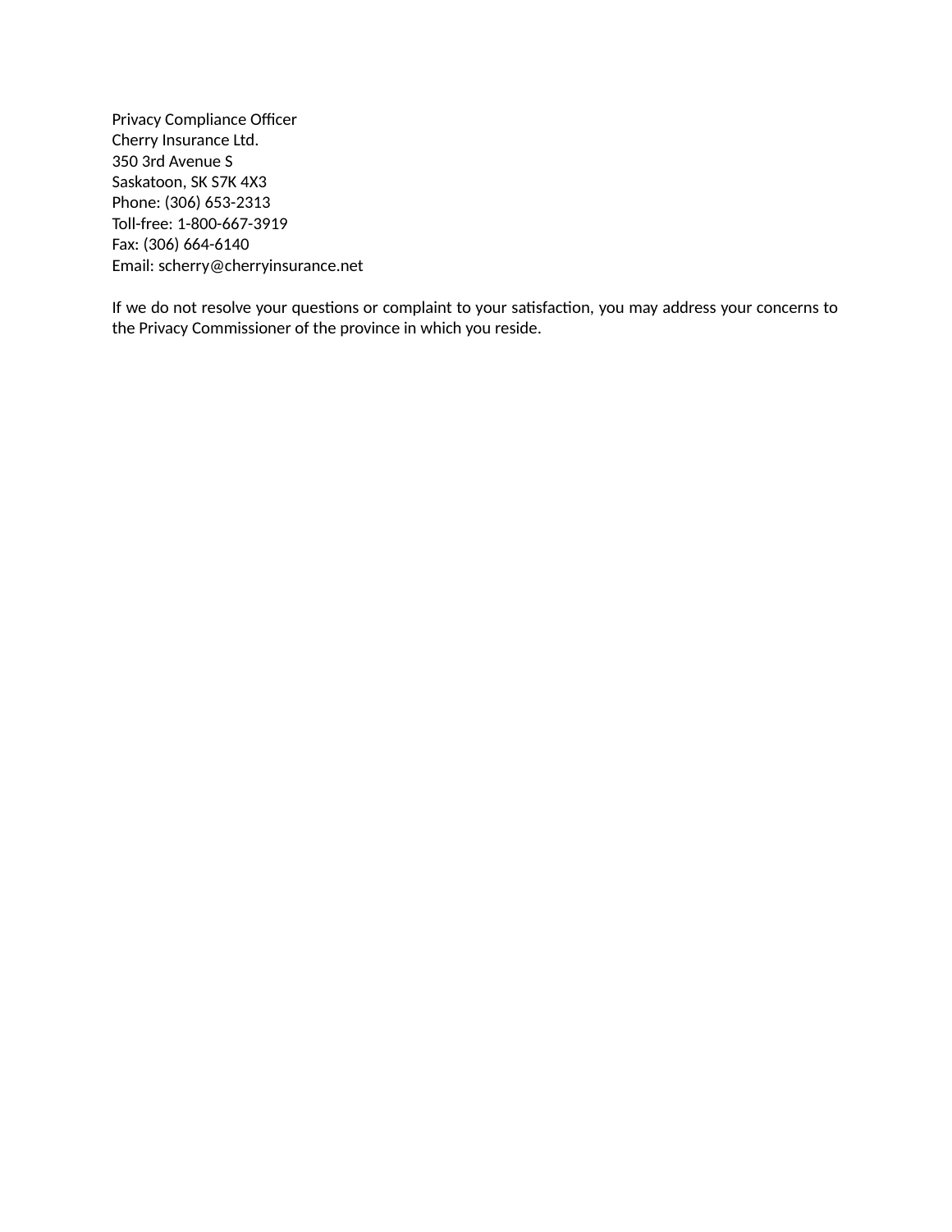Privacy Compliance Officer
Cherry Insurance Ltd.
350 3rd Avenue S
Saskatoon, SK S7K 4X3
Phone: (306) 653-2313
Toll-free: 1-800-667-3919
Fax: (306) 664-6140
Email: scherry@cherryinsurance.net

If we do not resolve your questions or complaint to your satisfaction, you may address your concerns to the Privacy Commissioner of the province in which you reside.